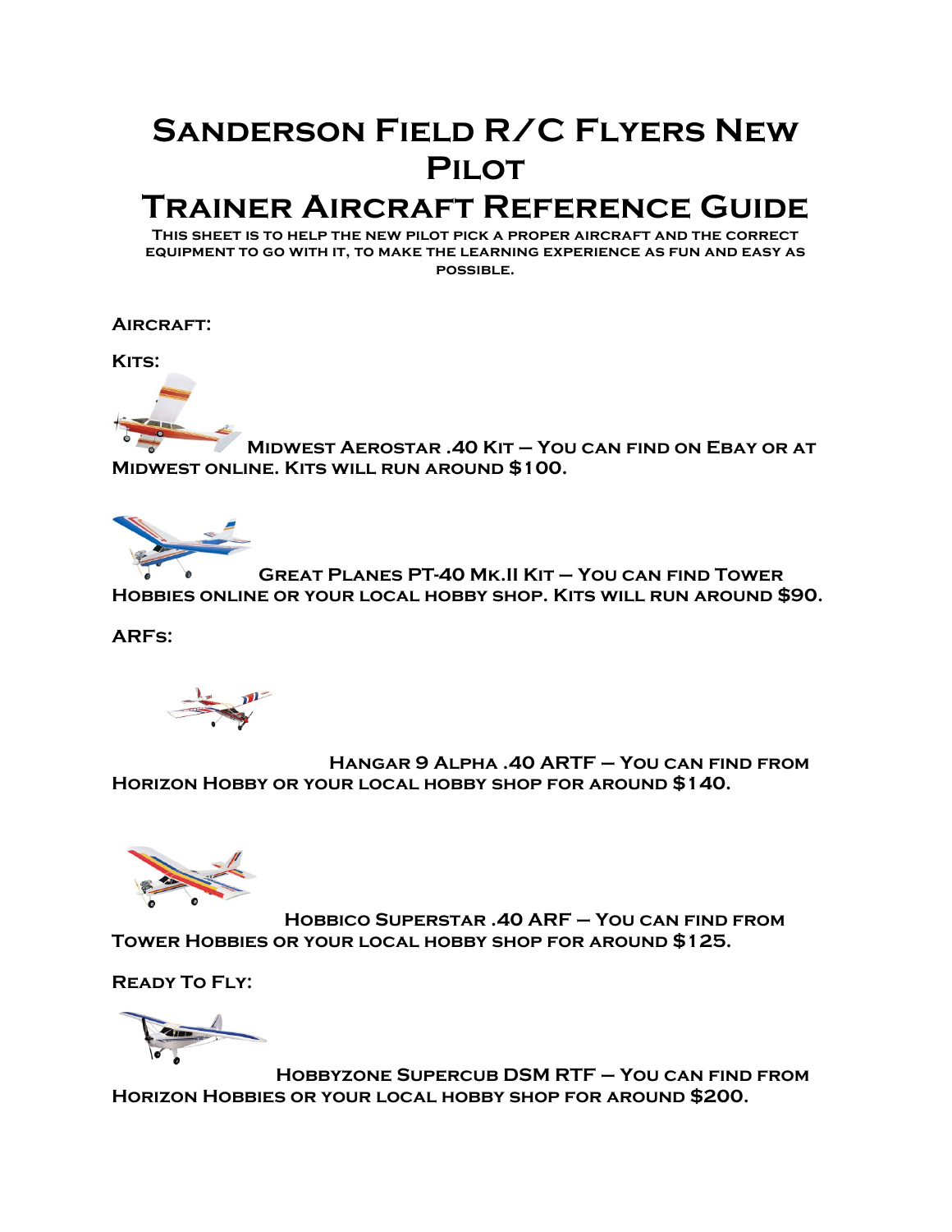# Sanderson Field R/C Flyers New Pilot

# Trainer Aircraft Reference Guide

**This sheet is to help the new pilot pick a proper aircraft and the correct equipment to go with it, to make the learning experience as fun and easy as possible.**

**Aircraft:**

**Kits:**

**Midwest Aerostar .40 Kit – You can find on Ebay or at Midwest online. Kits will run around $100.**

**Great Planes PT-40 Mk.II Kit – You can find Tower Hobbies online or your local hobby shop. Kits will run around $90.**

**ARFs:**

**Hangar 9 Alpha .40 ARTF – You can find from Horizon Hobby or your local hobby shop for around $140.**

**Hobbico Superstar .40 ARF – You can find from Tower Hobbies or your local hobby shop for around $125.**

**Ready To Fly:**

**Hobbyzone Supercub DSM RTF – You can find from Horizon Hobbies or your local hobby shop for around $200.**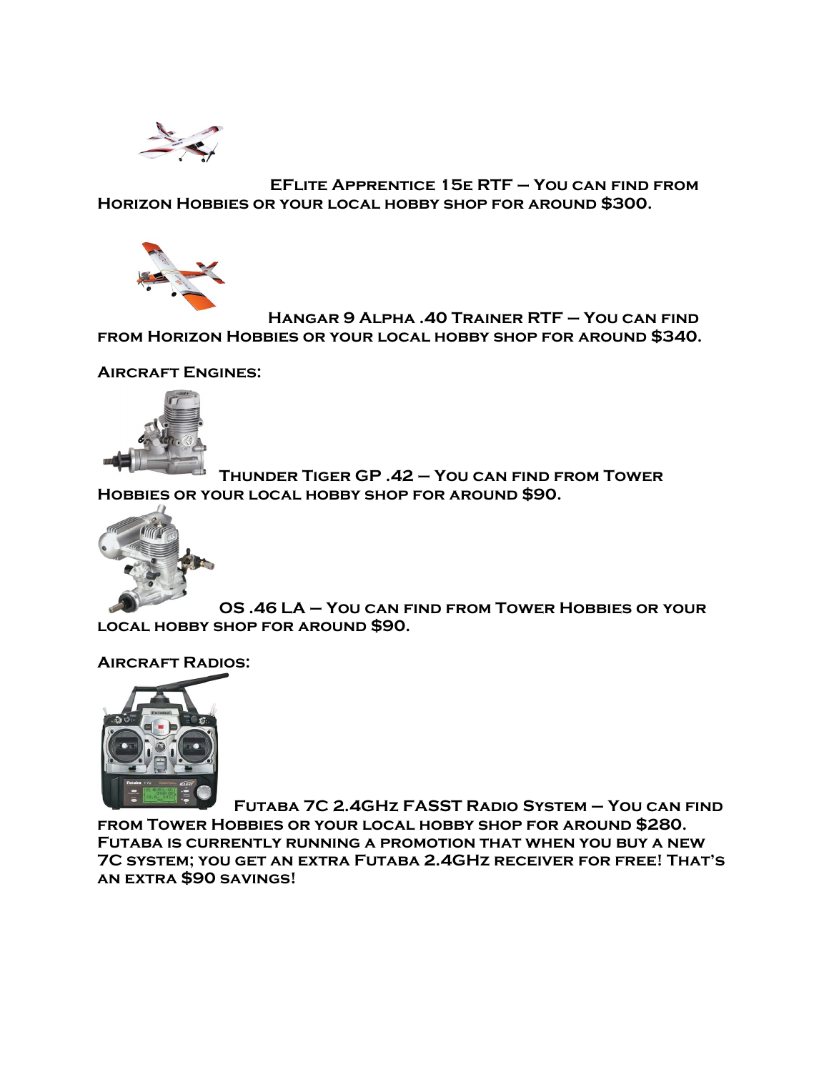EFlite Apprentice 15e RTF – You can find from Horizon Hobbies or your local hobby shop for around $300.

Hangar 9 Alpha .40 Trainer RTF – You can find from Horizon Hobbies or your local hobby shop for around $340.

**Aircraft Engines:**

Thunder Tiger GP .42 – You can find from Tower Hobbies or your local hobby shop for around $90.

OS .46 LA – You can find from Tower Hobbies or your local hobby shop for around $90.

**Aircraft Radios:**

Futaba 7C 2.4GHz FASST Radio System – You can find from Tower Hobbies or your local hobby shop for around $280. Futaba is currently running a promotion that when you buy a new 7C system; you get an extra Futaba 2.4GHz receiver for free! That's an extra $90 savings!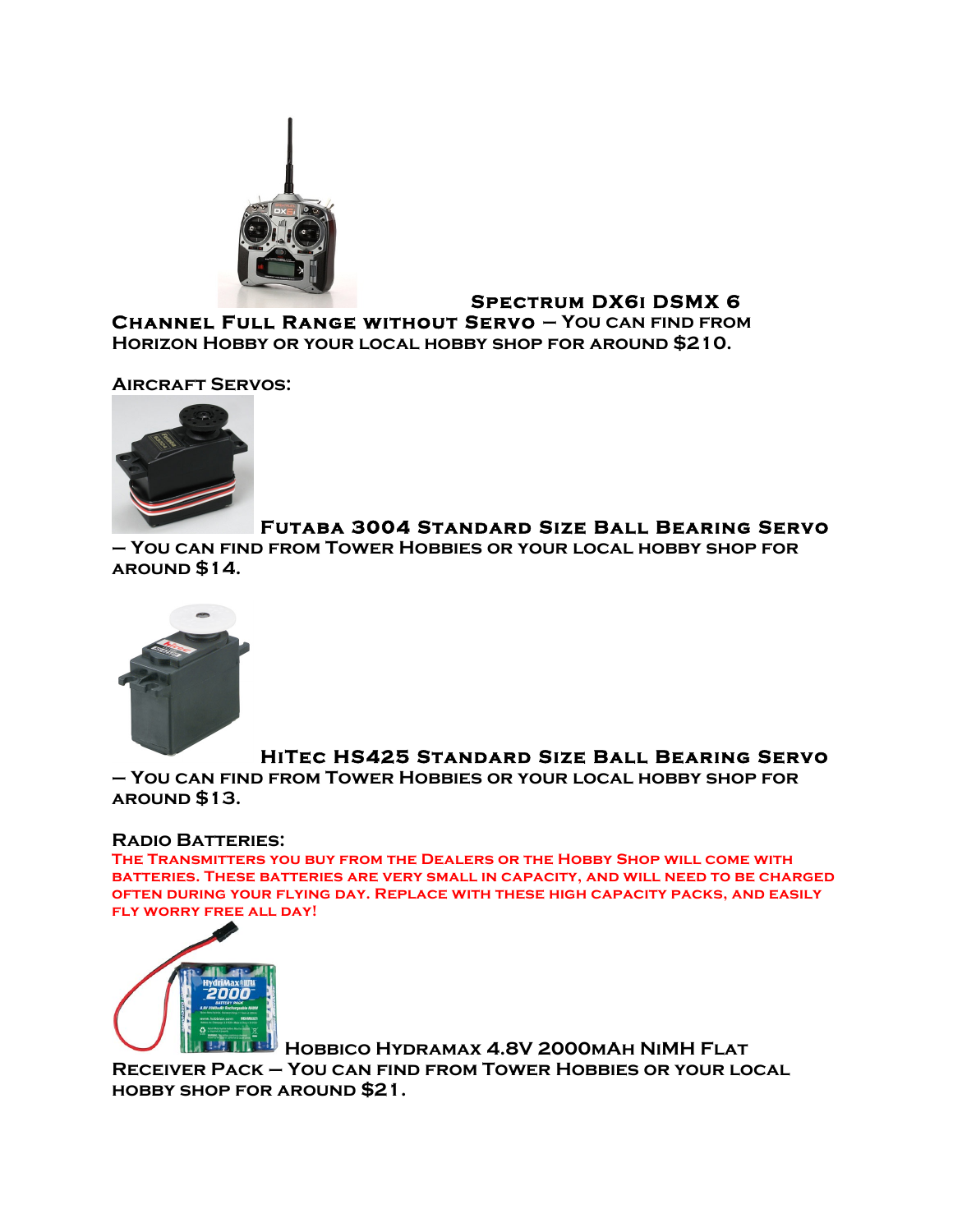**Spectrum DX6i DSMX 6 Channel Full Range without Servo** – You can find from Horizon Hobby or your local hobby shop for around $210.

**Aircraft Servos:**

**Futaba 3004 Standard Size Ball Bearing Servo** – You can find from Tower Hobbies or your local hobby shop for around $14.

**HiTec HS425 Standard Size Ball Bearing Servo** – You can find from Tower Hobbies or your local hobby shop for around $13.

**Radio Batteries:**

The Transmitters you buy from the Dealers or the Hobby Shop will come with batteries. These batteries are very small in capacity, and will need to be charged often during your flying day. Replace with these high capacity packs, and easily fly worry free all day!

**Hobbico Hydramax 4.8V 2000mAh NiMH Flat Receiver Pack** – You can find from Tower Hobbies or your local hobby shop for around $21.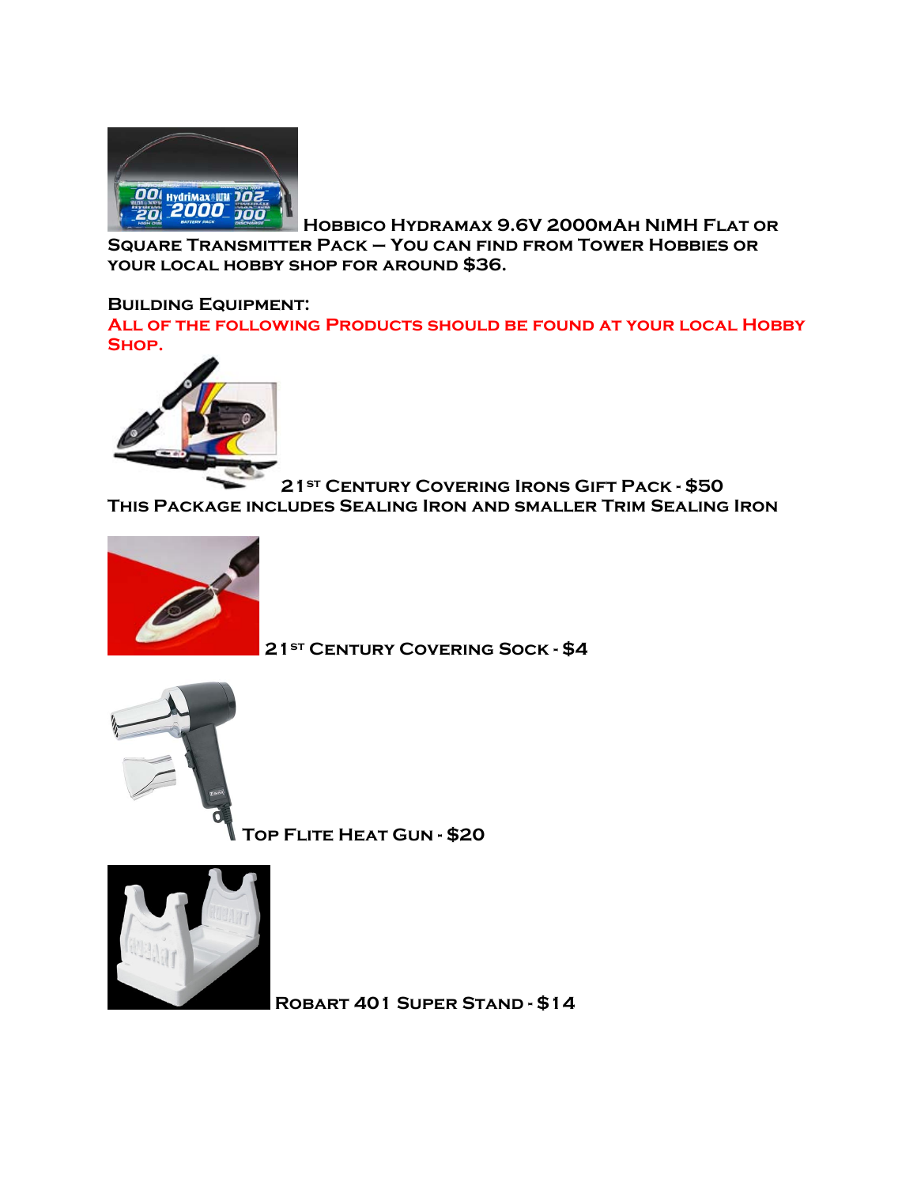Hobbico Hydramax 9.6V 2000mAh NiMH Flat or Square Transmitter Pack – You can find from Tower Hobbies or your local hobby shop for around $36.

**Building Equipment:**

All of the following Products should be found at your local Hobby Shop.

21st Century Covering Irons Gift Pack - $50

This Package includes Sealing Iron and smaller Trim Sealing Iron

21st Century Covering Sock - $4

Top Flite Heat Gun - $20

Robart 401 Super Stand - $14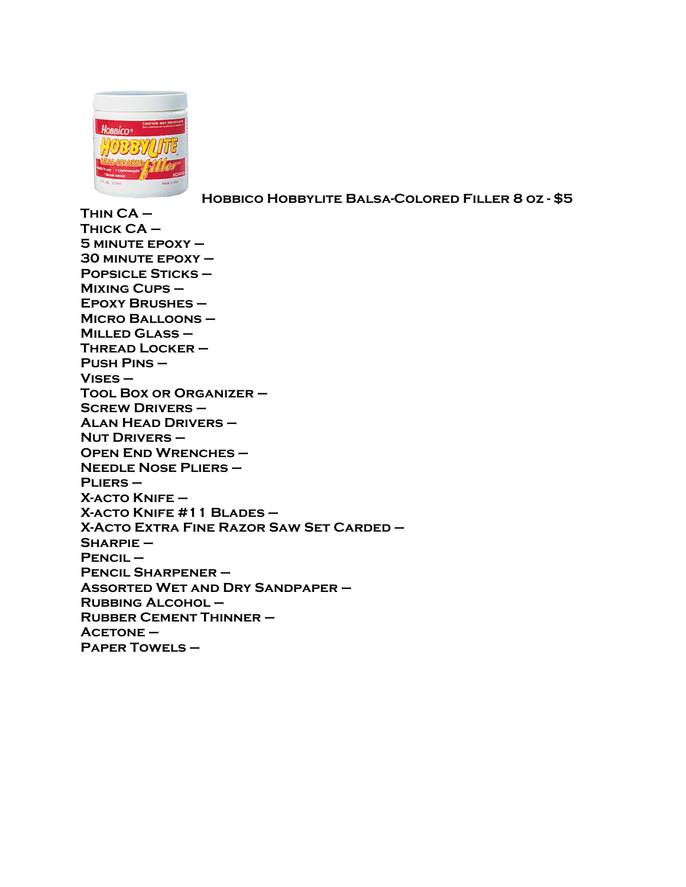Hobbico Hobbylite Balsa-Colored Filler 8 oz - $5

Thin CA –
Thick CA –
5 minute epoxy –
30 minute epoxy –
Popsicle Sticks –
Mixing Cups –
Epoxy Brushes –
Micro Balloons –
Milled Glass –
Thread Locker –
Push Pins –
Vises –
Tool Box or Organizer –
Screw Drivers –
Alan Head Drivers –
Nut Drivers –
Open End Wrenches –
Needle Nose Pliers –
Pliers –
X-acto Knife –
X-acto Knife #11 Blades –
X-Acto Extra Fine Razor Saw Set Carded –
Sharpie –
Pencil –
Pencil Sharpener –
Assorted Wet and Dry Sandpaper –
Rubbing Alcohol –
Rubber Cement Thinner –
Acetone –
Paper Towels –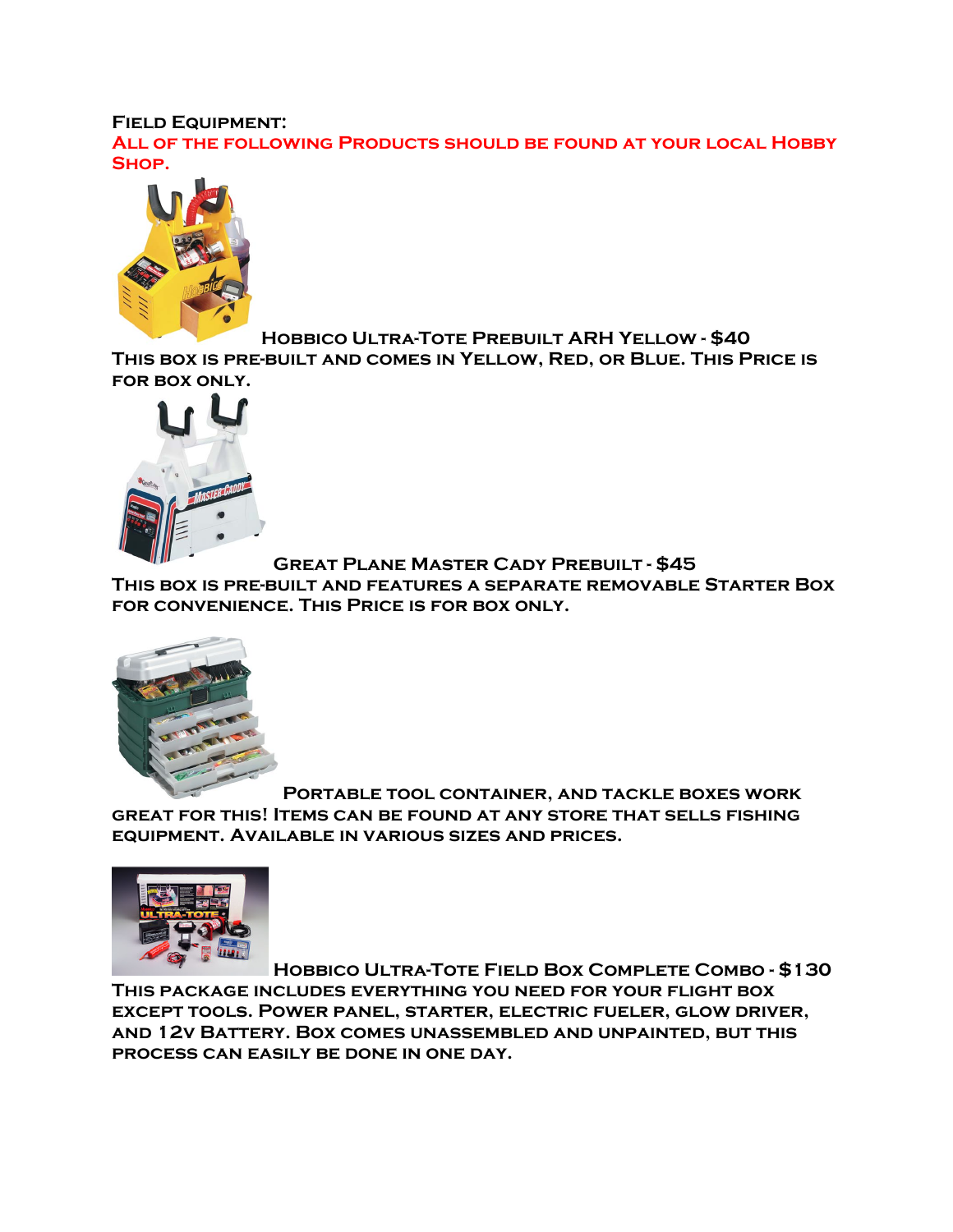**Field Equipment:**

**All of the following Products should be found at your local Hobby Shop.**

**Hobbico Ultra-Tote Prebuilt ARH Yellow - $40**

**This box is pre-built and comes in Yellow, Red, or Blue. This Price is for box only.**

**Great Plane Master Cady Prebuilt - $45**

**This box is pre-built and features a separate removable Starter Box for convenience. This Price is for box only.**

**Portable tool container, and tackle boxes work great for this! Items can be found at any store that sells fishing equipment. Available in various sizes and prices.**

**Hobbico Ultra-Tote Field Box Complete Combo - $130**

**This package includes everything you need for your flight box except tools. Power panel, starter, electric fueler, glow driver, and 12v Battery. Box comes unassembled and unpainted, but this process can easily be done in one day.**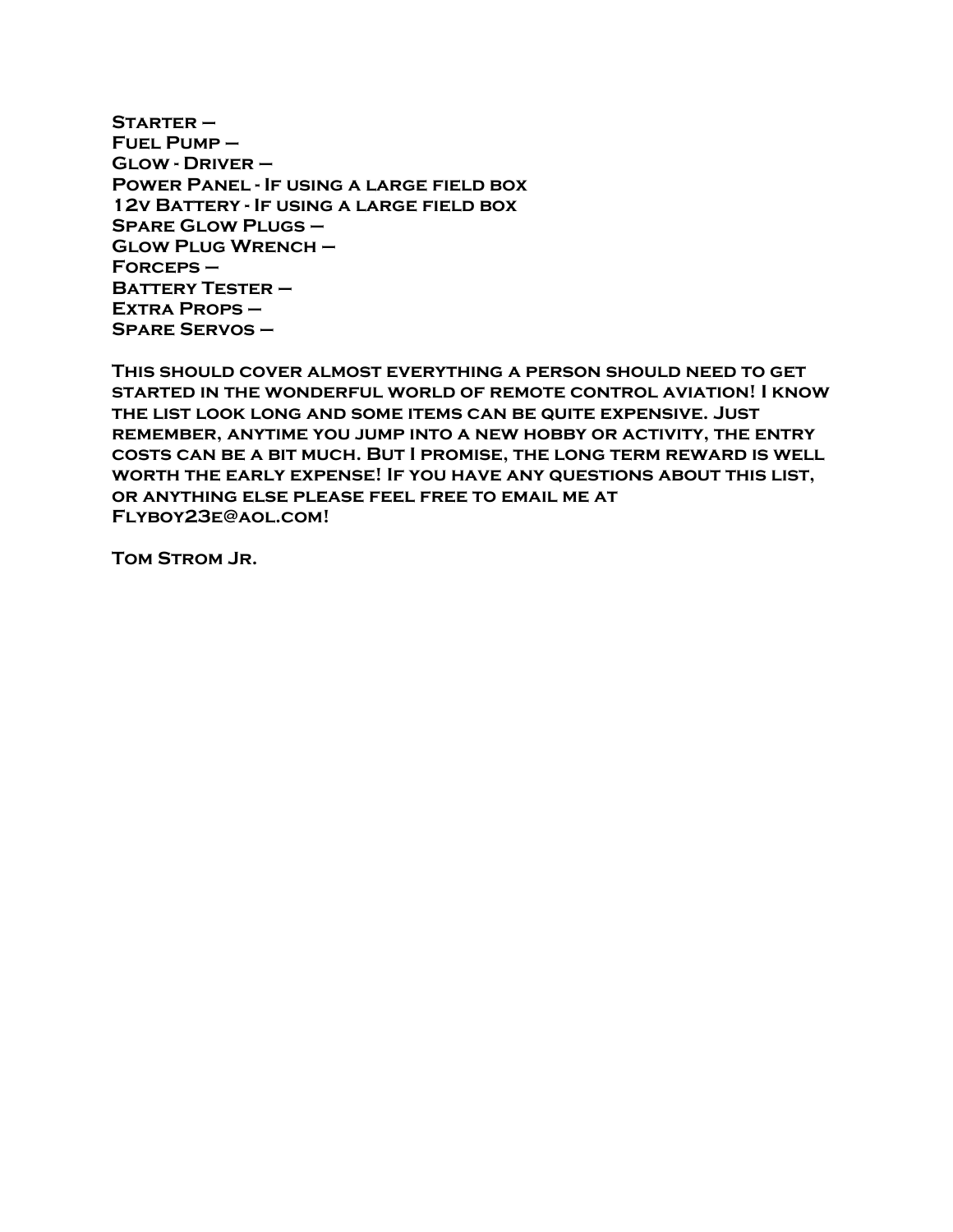**Starter –**
**Fuel Pump –**
**Glow - Driver –**
**Power Panel - If using a large field box**
**12v Battery - If using a large field box**
**Spare Glow Plugs –**
**Glow Plug Wrench –**
**Forceps –**
**Battery Tester –**
**Extra Props –**
**Spare Servos –**

**This should cover almost everything a person should need to get started in the wonderful world of remote control aviation! I know the list look long and some items can be quite expensive. Just remember, anytime you jump into a new hobby or activity, the entry costs can be a bit much. But I promise, the long term reward is well worth the early expense! If you have any questions about this list, or anything else please feel free to email me at Flyboy23e@aol.com!**

**Tom Strom Jr.**